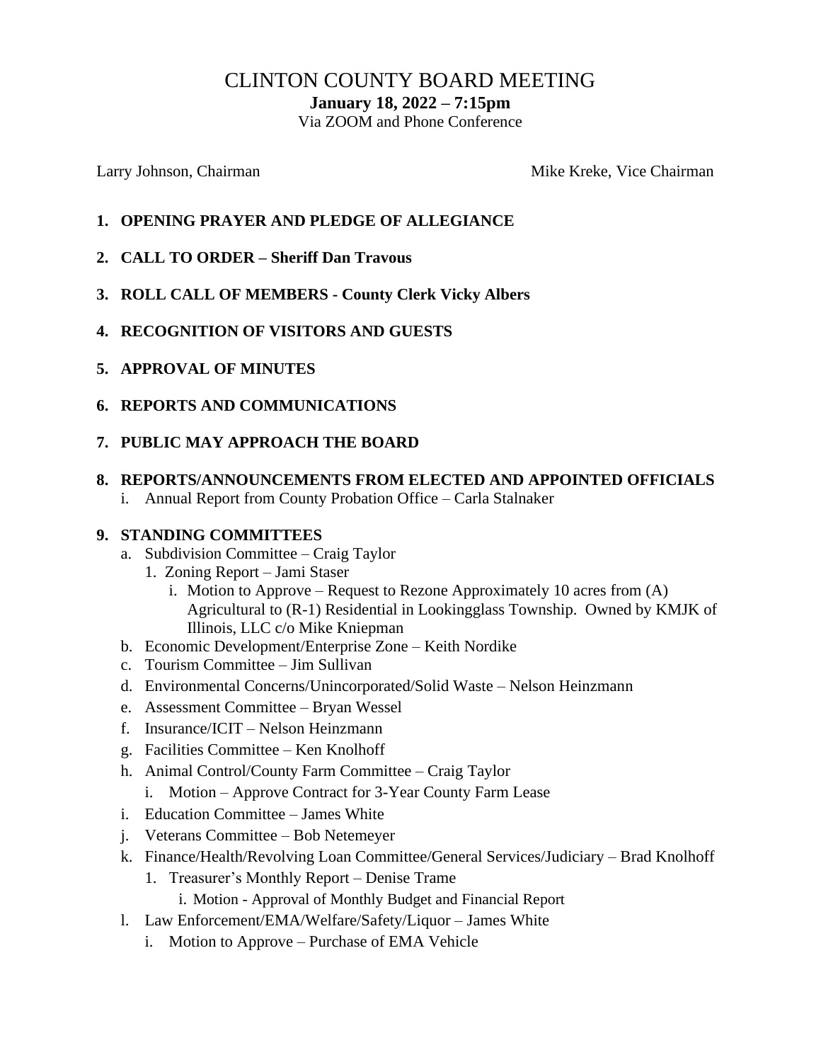# CLINTON COUNTY BOARD MEETING

**January 18, 2022 – 7:15pm**

Via ZOOM and Phone Conference

Larry Johnson, Chairman                                                    Mike Kreke, Vice Chairman

1. **OPENING PRAYER AND PLEDGE OF ALLEGIANCE**
2. **CALL TO ORDER – Sheriff Dan Travous**
3. **ROLL CALL OF MEMBERS - County Clerk Vicky Albers**
4. **RECOGNITION OF VISITORS AND GUESTS**
5. **APPROVAL OF MINUTES**
6. **REPORTS AND COMMUNICATIONS**
7. **PUBLIC MAY APPROACH THE BOARD**
8. **REPORTS/ANNOUNCEMENTS FROM ELECTED AND APPOINTED OFFICIALS**
   i. Annual Report from County Probation Office – Carla Stalnaker
9. **STANDING COMMITTEES**
   a. Subdivision Committee – Craig Taylor
      1. Zoning Report – Jami Staser
         i. Motion to Approve – Request to Rezone Approximately 10 acres from (A) Agricultural to (R-1) Residential in Lookingglass Township. Owned by KMJK of Illinois, LLC c/o Mike Kniepman
   b. Economic Development/Enterprise Zone – Keith Nordike
   c. Tourism Committee – Jim Sullivan
   d. Environmental Concerns/Unincorporated/Solid Waste – Nelson Heinzmann
   e. Assessment Committee – Bryan Wessel
   f. Insurance/ICIT – Nelson Heinzmann
   g. Facilities Committee – Ken Knolhoff
   h. Animal Control/County Farm Committee – Craig Taylor
      i. Motion – Approve Contract for 3-Year County Farm Lease
   i. Education Committee – James White
   j. Veterans Committee – Bob Netemeyer
   k. Finance/Health/Revolving Loan Committee/General Services/Judiciary – Brad Knolhoff
      1. Treasurer's Monthly Report – Denise Trame
         i. Motion - Approval of Monthly Budget and Financial Report
   l. Law Enforcement/EMA/Welfare/Safety/Liquor – James White
      i. Motion to Approve – Purchase of EMA Vehicle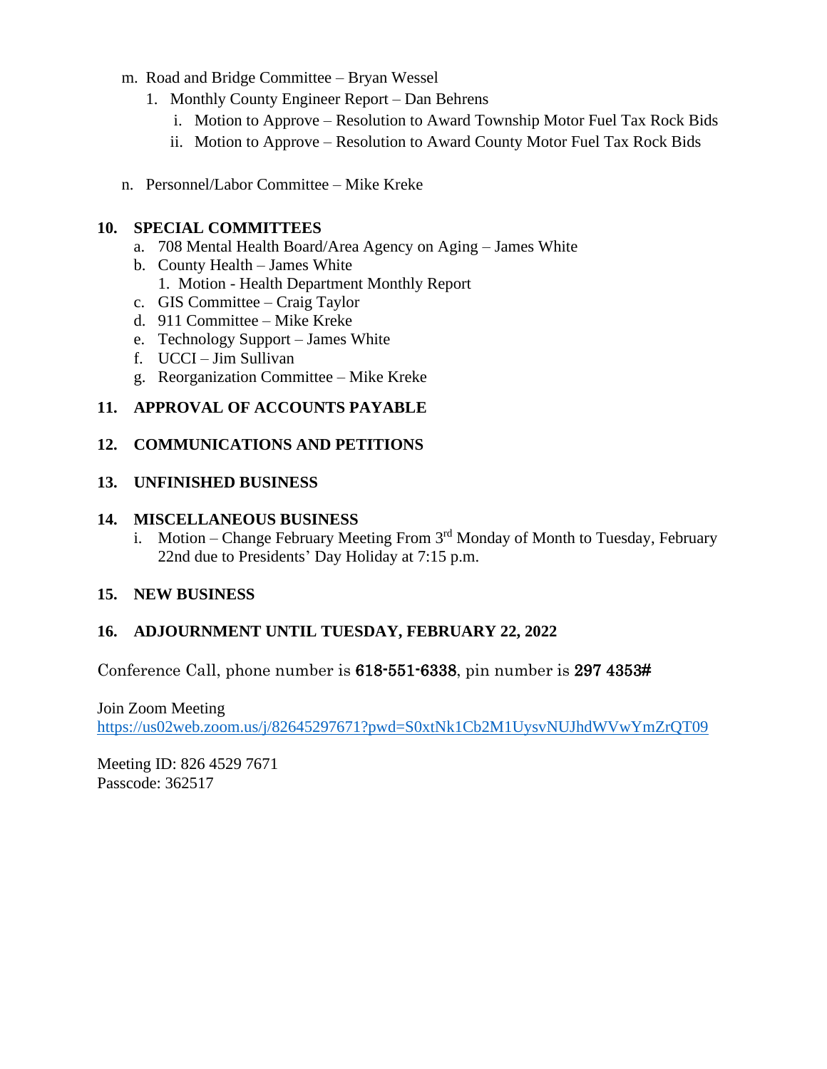m. Road and Bridge Committee – Bryan Wessel
   1. Monthly County Engineer Report – Dan Behrens
      i. Motion to Approve – Resolution to Award Township Motor Fuel Tax Rock Bids
      ii. Motion to Approve – Resolution to Award County Motor Fuel Tax Rock Bids

n. Personnel/Labor Committee – Mike Kreke

**10. SPECIAL COMMITTEES**

a. 708 Mental Health Board/Area Agency on Aging – James White
b. County Health – James White
   1. Motion - Health Department Monthly Report
c. GIS Committee – Craig Taylor
d. 911 Committee – Mike Kreke
e. Technology Support – James White
f. UCCI – Jim Sullivan
g. Reorganization Committee – Mike Kreke

**11. APPROVAL OF ACCOUNTS PAYABLE**

**12. COMMUNICATIONS AND PETITIONS**

**13. UNFINISHED BUSINESS**

**14. MISCELLANEOUS BUSINESS**

i. Motion – Change February Meeting From 3rd Monday of Month to Tuesday, February 22nd due to Presidents' Day Holiday at 7:15 p.m.

**15. NEW BUSINESS**

**16. ADJOURNMENT UNTIL TUESDAY, FEBRUARY 22, 2022**

Conference Call, phone number is **618-551-6338**, pin number is **297 4353#**

Join Zoom Meeting
https://us02web.zoom.us/j/82645297671?pwd=S0xtNk1Cb2M1UysvNUJhdWVwYmZrQT09

Meeting ID: 826 4529 7671
Passcode: 362517